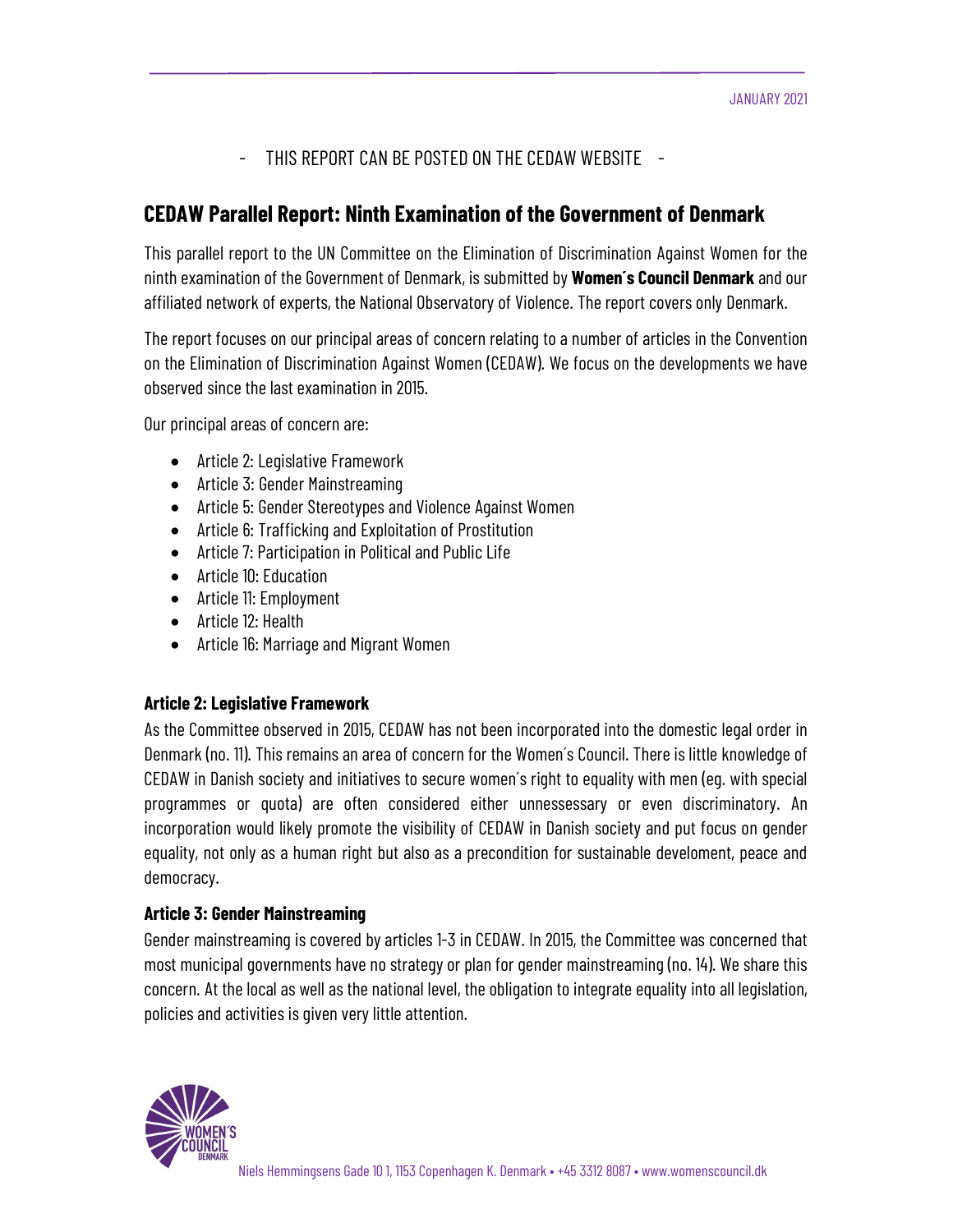JANUARY 2021

- THIS REPORT CAN BE POSTED ON THE CEDAW WEBSITE -

# CEDAW Parallel Report: Ninth Examination of the Government of Denmark

This parallel report to the UN Committee on the Elimination of Discrimination Against Women for the ninth examination of the Government of Denmark, is submitted by **Women´s Council Denmark** and our affiliated network of experts, the National Observatory of Violence. The report covers only Denmark.

The report focuses on our principal areas of concern relating to a number of articles in the Convention on the Elimination of Discrimination Against Women (CEDAW). We focus on the developments we have observed since the last examination in 2015.

Our principal areas of concern are:

- Article 2: Legislative Framework
- Article 3: Gender Mainstreaming
- Article 5: Gender Stereotypes and Violence Against Women
- Article 6: Trafficking and Exploitation of Prostitution
- Article 7: Participation in Political and Public Life
- Article 10: Education
- Article 11: Employment
- Article 12: Health
- Article 16: Marriage and Migrant Women

### Article 2: Legislative Framework

As the Committee observed in 2015, CEDAW has not been incorporated into the domestic legal order in Denmark (no. 11). This remains an area of concern for the Women´s Council. There is little knowledge of CEDAW in Danish society and initiatives to secure women´s right to equality with men (eg. with special programmes or quota) are often considered either unnessessary or even discriminatory. An incorporation would likely promote the visibility of CEDAW in Danish society and put focus on gender equality, not only as a human right but also as a precondition for sustainable develoment, peace and democracy.

### Article 3: Gender Mainstreaming

Gender mainstreaming is covered by articles 1-3 in CEDAW. In 2015, the Committee was concerned that most municipal governments have no strategy or plan for gender mainstreaming (no. 14). We share this concern. At the local as well as the national level, the obligation to integrate equality into all legislation, policies and activities is given very little attention.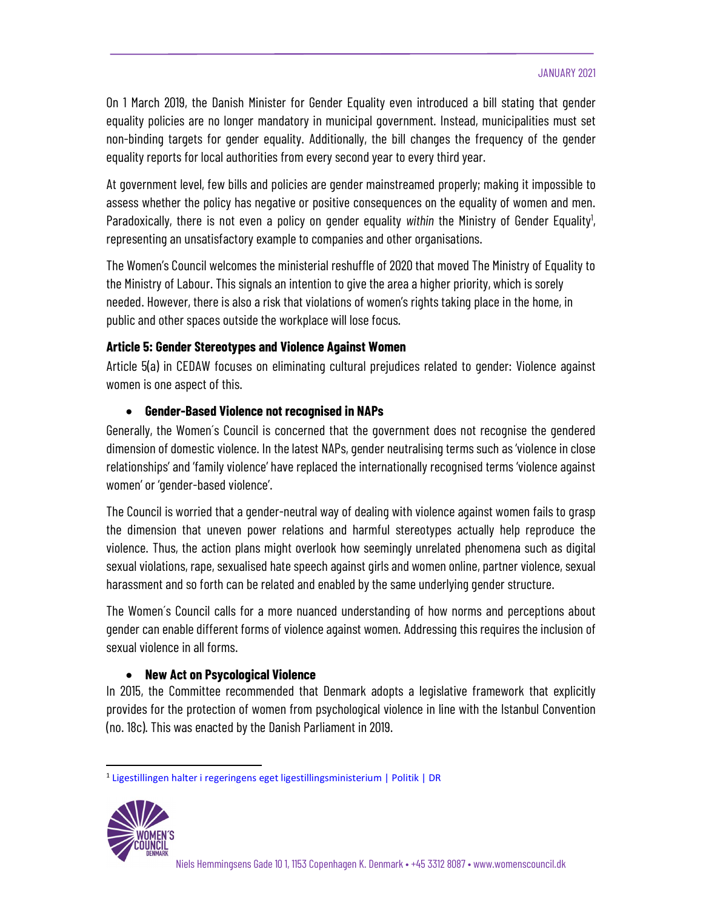On 1 March 2019, the Danish Minister for Gender Equality even introduced a bill stating that gender equality policies are no longer mandatory in municipal government. Instead, municipalities must set non-binding targets for gender equality. Additionally, the bill changes the frequency of the gender equality reports for local authorities from every second year to every third year.

At government level, few bills and policies are gender mainstreamed properly; making it impossible to assess whether the policy has negative or positive consequences on the equality of women and men. Paradoxically, there is not even a policy on gender equality *within* the Ministry of Gender Equality[1], representing an unsatisfactory example to companies and other organisations.

The Women's Council welcomes the ministerial reshuffle of 2020 that moved The Ministry of Equality to the Ministry of Labour. This signals an intention to give the area a higher priority, which is sorely needed. However, there is also a risk that violations of women's rights taking place in the home, in public and other spaces outside the workplace will lose focus.

### Article 5: Gender Stereotypes and Violence Against Women

Article 5(a) in CEDAW focuses on eliminating cultural prejudices related to gender: Violence against women is one aspect of this.

- **Gender-Based Violence not recognised in NAPs**

Generally, the Women´s Council is concerned that the government does not recognise the gendered dimension of domestic violence. In the latest NAPs, gender neutralising terms such as 'violence in close relationships' and 'family violence' have replaced the internationally recognised terms 'violence against women' or 'gender-based violence'.

The Council is worried that a gender-neutral way of dealing with violence against women fails to grasp the dimension that uneven power relations and harmful stereotypes actually help reproduce the violence. Thus, the action plans might overlook how seemingly unrelated phenomena such as digital sexual violations, rape, sexualised hate speech against girls and women online, partner violence, sexual harassment and so forth can be related and enabled by the same underlying gender structure.

The Women´s Council calls for a more nuanced understanding of how norms and perceptions about gender can enable different forms of violence against women. Addressing this requires the inclusion of sexual violence in all forms.

- **New Act on Psycological Violence**

In 2015, the Committee recommended that Denmark adopts a legislative framework that explicitly provides for the protection of women from psychological violence in line with the Istanbul Convention (no. 18c). This was enacted by the Danish Parliament in 2019.

---

[1] Ligestillingen halter i regeringens eget ligestillingsministerium | Politik | DR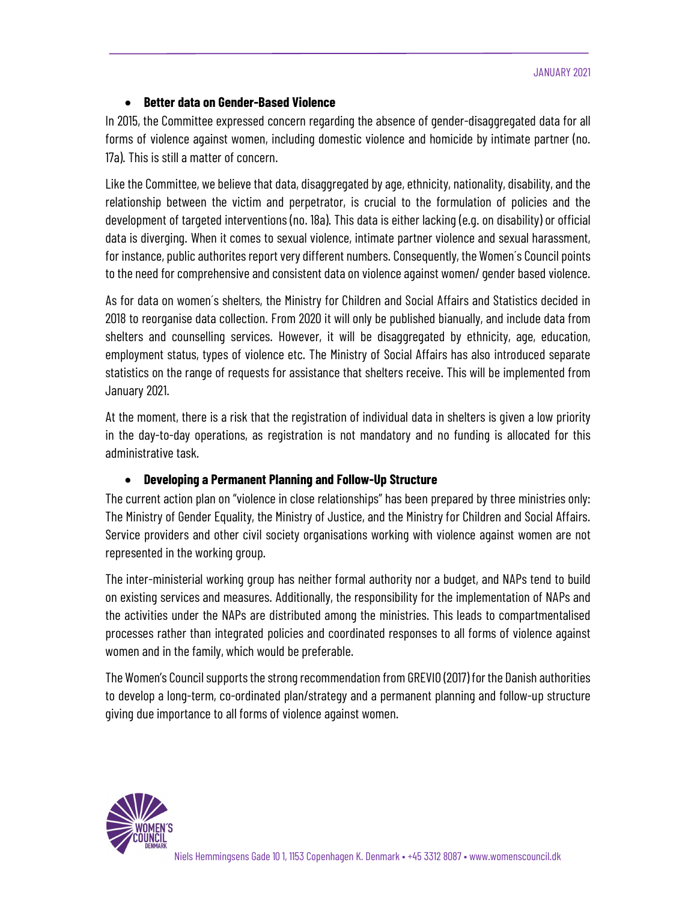- **Better data on Gender-Based Violence**

In 2015, the Committee expressed concern regarding the absence of gender-disaggregated data for all forms of violence against women, including domestic violence and homicide by intimate partner (no. 17a). This is still a matter of concern.

Like the Committee, we believe that data, disaggregated by age, ethnicity, nationality, disability, and the relationship between the victim and perpetrator, is crucial to the formulation of policies and the development of targeted interventions (no. 18a). This data is either lacking (e.g. on disability) or official data is diverging. When it comes to sexual violence, intimate partner violence and sexual harassment, for instance, public authorites report very different numbers. Consequently, the Women´s Council points to the need for comprehensive and consistent data on violence against women/ gender based violence.

As for data on women´s shelters, the Ministry for Children and Social Affairs and Statistics decided in 2018 to reorganise data collection. From 2020 it will only be published bianually, and include data from shelters and counselling services. However, it will be disaggregated by ethnicity, age, education, employment status, types of violence etc. The Ministry of Social Affairs has also introduced separate statistics on the range of requests for assistance that shelters receive. This will be implemented from January 2021.

At the moment, there is a risk that the registration of individual data in shelters is given a low priority in the day-to-day operations, as registration is not mandatory and no funding is allocated for this administrative task.

- **Developing a Permanent Planning and Follow-Up Structure**

The current action plan on "violence in close relationships" has been prepared by three ministries only: The Ministry of Gender Equality, the Ministry of Justice, and the Ministry for Children and Social Affairs. Service providers and other civil society organisations working with violence against women are not represented in the working group.

The inter-ministerial working group has neither formal authority nor a budget, and NAPs tend to build on existing services and measures. Additionally, the responsibility for the implementation of NAPs and the activities under the NAPs are distributed among the ministries. This leads to compartmentalised processes rather than integrated policies and coordinated responses to all forms of violence against women and in the family, which would be preferable.

The Women's Council supports the strong recommendation from GREVIO (2017) for the Danish authorities to develop a long-term, co-ordinated plan/strategy and a permanent planning and follow-up structure giving due importance to all forms of violence against women.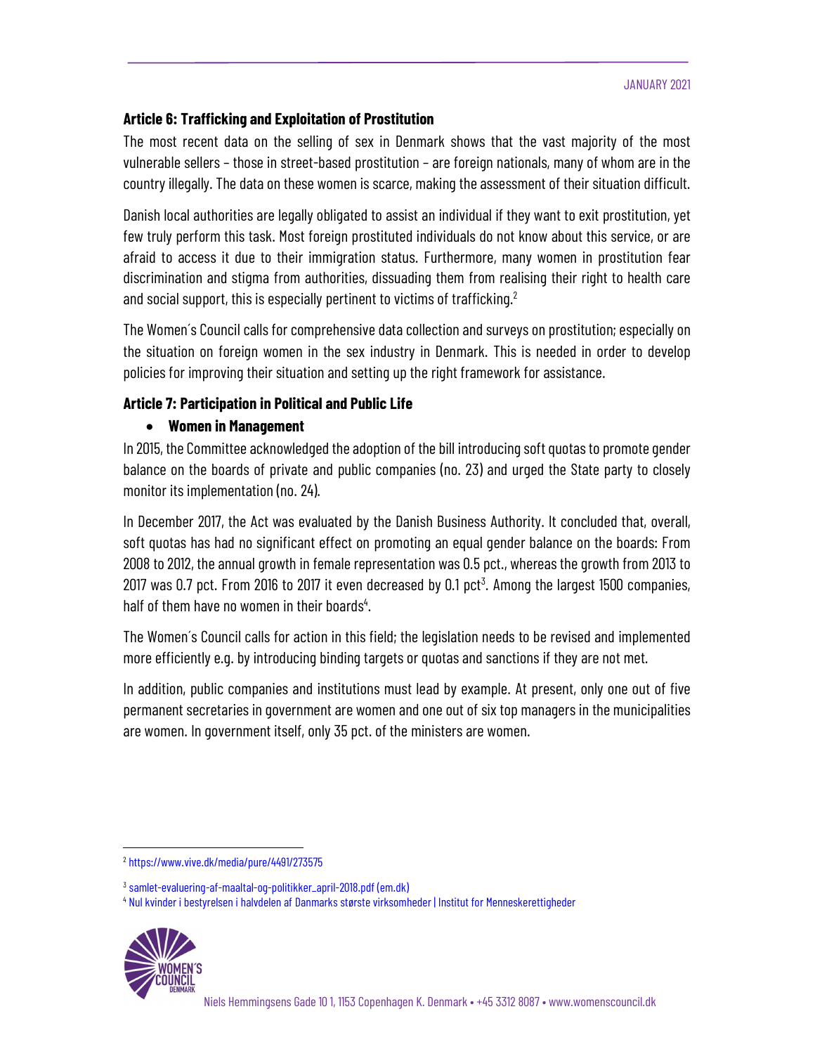### Article 6: Trafficking and Exploitation of Prostitution

The most recent data on the selling of sex in Denmark shows that the vast majority of the most vulnerable sellers – those in street-based prostitution – are foreign nationals, many of whom are in the country illegally. The data on these women is scarce, making the assessment of their situation difficult.

Danish local authorities are legally obligated to assist an individual if they want to exit prostitution, yet few truly perform this task. Most foreign prostituted individuals do not know about this service, or are afraid to access it due to their immigration status. Furthermore, many women in prostitution fear discrimination and stigma from authorities, dissuading them from realising their right to health care and social support, this is especially pertinent to victims of trafficking.[2]

The Women´s Council calls for comprehensive data collection and surveys on prostitution; especially on the situation on foreign women in the sex industry in Denmark. This is needed in order to develop policies for improving their situation and setting up the right framework for assistance.

### Article 7: Participation in Political and Public Life

- **Women in Management**

In 2015, the Committee acknowledged the adoption of the bill introducing soft quotas to promote gender balance on the boards of private and public companies (no. 23) and urged the State party to closely monitor its implementation (no. 24).

In December 2017, the Act was evaluated by the Danish Business Authority. It concluded that, overall, soft quotas has had no significant effect on promoting an equal gender balance on the boards: From 2008 to 2012, the annual growth in female representation was 0.5 pct., whereas the growth from 2013 to 2017 was 0.7 pct. From 2016 to 2017 it even decreased by 0.1 pct[3]. Among the largest 1500 companies, half of them have no women in their boards[4].

The Women´s Council calls for action in this field; the legislation needs to be revised and implemented more efficiently e.g. by introducing binding targets or quotas and sanctions if they are not met.

In addition, public companies and institutions must lead by example. At present, only one out of five permanent secretaries in government are women and one out of six top managers in the municipalities are women. In government itself, only 35 pct. of the ministers are women.

---

[2] https://www.vive.dk/media/pure/4491/273575

[3] samlet-evaluering-af-maaltal-og-politikker_april-2018.pdf (em.dk)

[4] Nul kvinder i bestyrelsen i halvdelen af Danmarks største virksomheder | Institut for Menneskerettigheder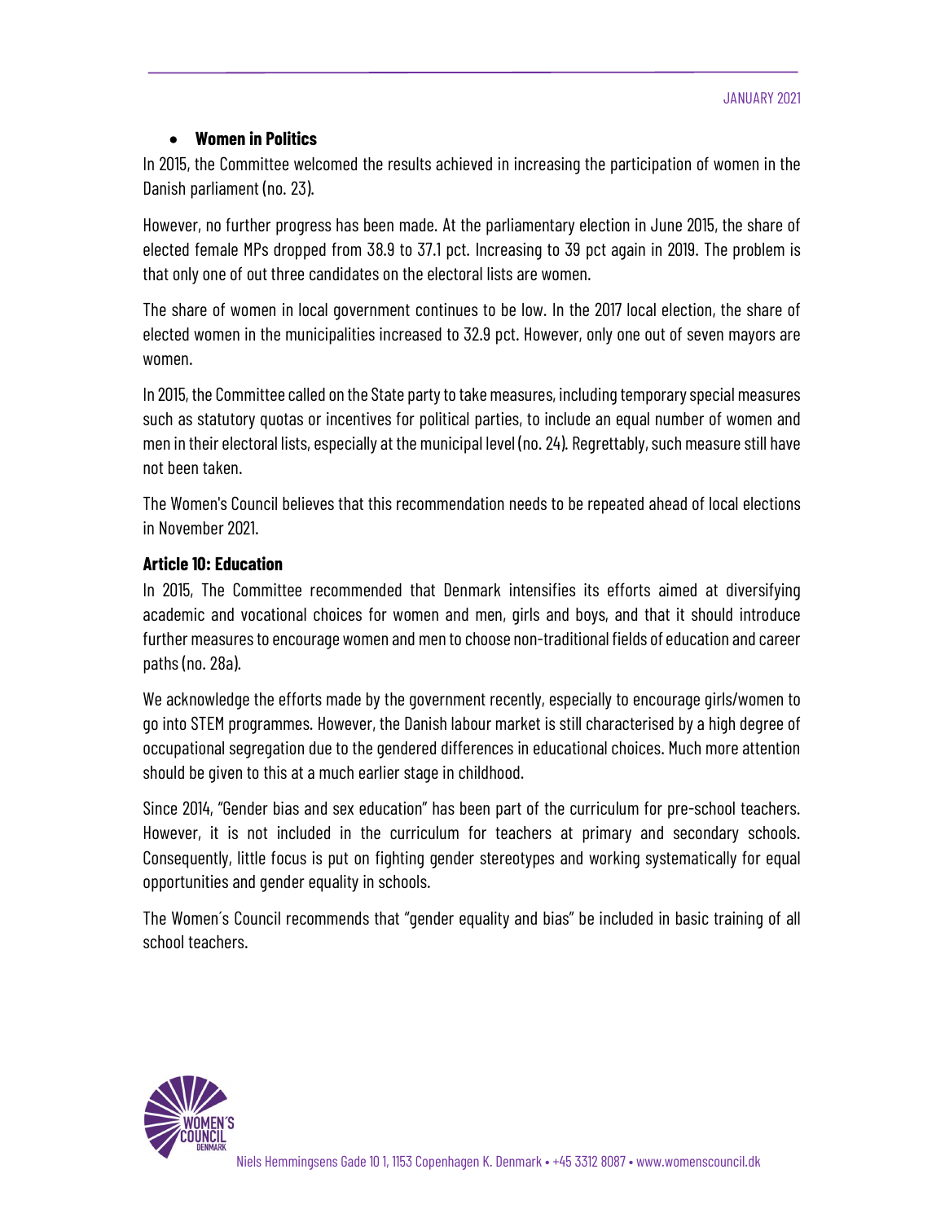- **Women in Politics**

In 2015, the Committee welcomed the results achieved in increasing the participation of women in the Danish parliament (no. 23).

However, no further progress has been made. At the parliamentary election in June 2015, the share of elected female MPs dropped from 38.9 to 37.1 pct. Increasing to 39 pct again in 2019. The problem is that only one of out three candidates on the electoral lists are women.

The share of women in local government continues to be low. In the 2017 local election, the share of elected women in the municipalities increased to 32.9 pct. However, only one out of seven mayors are women.

In 2015, the Committee called on the State party to take measures, including temporary special measures such as statutory quotas or incentives for political parties, to include an equal number of women and men in their electoral lists, especially at the municipal level (no. 24). Regrettably, such measure still have not been taken.

The Women's Council believes that this recommendation needs to be repeated ahead of local elections in November 2021.

**Article 10: Education**

In 2015, The Committee recommended that Denmark intensifies its efforts aimed at diversifying academic and vocational choices for women and men, girls and boys, and that it should introduce further measures to encourage women and men to choose non-traditional fields of education and career paths (no. 28a).

We acknowledge the efforts made by the government recently, especially to encourage girls/women to go into STEM programmes. However, the Danish labour market is still characterised by a high degree of occupational segregation due to the gendered differences in educational choices. Much more attention should be given to this at a much earlier stage in childhood.

Since 2014, "Gender bias and sex education" has been part of the curriculum for pre-school teachers. However, it is not included in the curriculum for teachers at primary and secondary schools. Consequently, little focus is put on fighting gender stereotypes and working systematically for equal opportunities and gender equality in schools.

The Women´s Council recommends that "gender equality and bias" be included in basic training of all school teachers.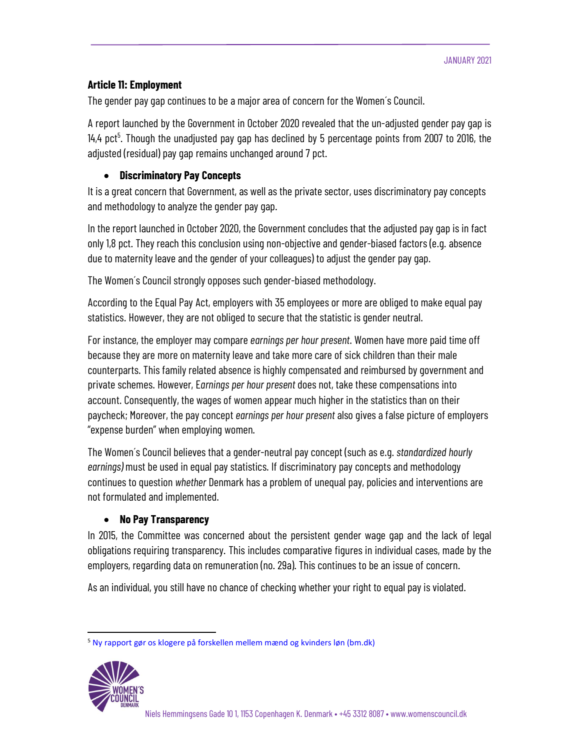### Article 11: Employment

The gender pay gap continues to be a major area of concern for the Women´s Council.

A report launched by the Government in October 2020 revealed that the un-adjusted gender pay gap is 14,4 pct[5]. Though the unadjusted pay gap has declined by 5 percentage points from 2007 to 2016, the adjusted (residual) pay gap remains unchanged around 7 pct.

- **Discriminatory Pay Concepts**

It is a great concern that Government, as well as the private sector, uses discriminatory pay concepts and methodology to analyze the gender pay gap.

In the report launched in October 2020, the Government concludes that the adjusted pay gap is in fact only 1,8 pct. They reach this conclusion using non-objective and gender-biased factors (e.g. absence due to maternity leave and the gender of your colleagues) to adjust the gender pay gap.

The Women´s Council strongly opposes such gender-biased methodology.

According to the Equal Pay Act, employers with 35 employees or more are obliged to make equal pay statistics. However, they are not obliged to secure that the statistic is gender neutral.

For instance, the employer may compare *earnings per hour present*. Women have more paid time off because they are more on maternity leave and take more care of sick children than their male counterparts. This family related absence is highly compensated and reimbursed by government and private schemes. However, E*arnings per hour present* does not, take these compensations into account. Consequently, the wages of women appear much higher in the statistics than on their paycheck; Moreover, the pay concept *earnings per hour present* also gives a false picture of employers "expense burden" when employing women.

The Women´s Council believes that a gender-neutral pay concept (such as e.g. *standardized hourly earnings)* must be used in equal pay statistics. If discriminatory pay concepts and methodology continues to question *whether* Denmark has a problem of unequal pay, policies and interventions are not formulated and implemented.

- **No Pay Transparency**

In 2015, the Committee was concerned about the persistent gender wage gap and the lack of legal obligations requiring transparency. This includes comparative figures in individual cases, made by the employers, regarding data on remuneration (no. 29a). This continues to be an issue of concern.

As an individual, you still have no chance of checking whether your right to equal pay is violated.

---

[5] Ny rapport gør os klogere på forskellen mellem mænd og kvinders løn (bm.dk)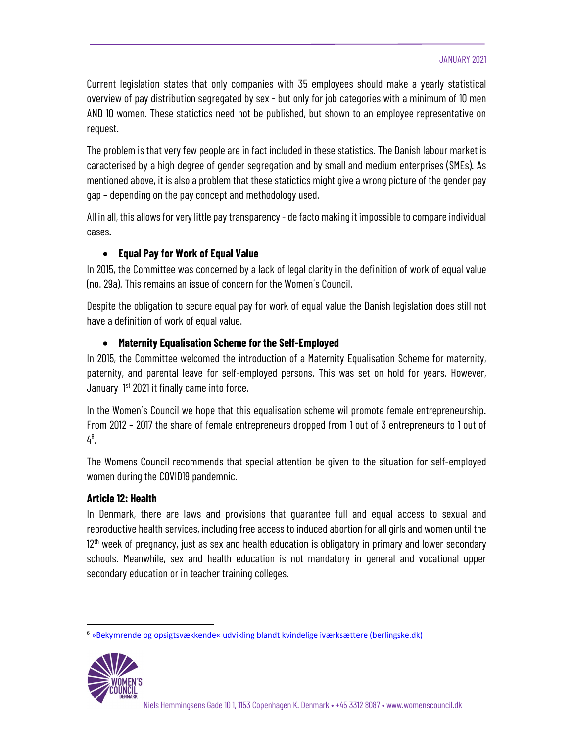Current legislation states that only companies with 35 employees should make a yearly statistical overview of pay distribution segregated by sex - but only for job categories with a minimum of 10 men AND 10 women. These statictics need not be published, but shown to an employee representative on request.

The problem is that very few people are in fact included in these statistics. The Danish labour market is caracterised by a high degree of gender segregation and by small and medium enterprises (SMEs). As mentioned above, it is also a problem that these statictics might give a wrong picture of the gender pay gap – depending on the pay concept and methodology used.

All in all, this allows for very little pay transparency - de facto making it impossible to compare individual cases.

- **Equal Pay for Work of Equal Value**

In 2015, the Committee was concerned by a lack of legal clarity in the definition of work of equal value (no. 29a). This remains an issue of concern for the Women´s Council.

Despite the obligation to secure equal pay for work of equal value the Danish legislation does still not have a definition of work of equal value.

- **Maternity Equalisation Scheme for the Self-Employed**

In 2015, the Committee welcomed the introduction of a Maternity Equalisation Scheme for maternity, paternity, and parental leave for self-employed persons. This was set on hold for years. However, January 1st 2021 it finally came into force.

In the Women´s Council we hope that this equalisation scheme wil promote female entrepreneurship. From 2012 – 2017 the share of female entrepreneurs dropped from 1 out of 3 entrepreneurs to 1 out of 4[6].

The Womens Council recommends that special attention be given to the situation for self-employed women during the COVID19 pandemnic.

**Article 12: Health**

In Denmark, there are laws and provisions that guarantee full and equal access to sexual and reproductive health services, including free access to induced abortion for all girls and women until the 12th week of pregnancy, just as sex and health education is obligatory in primary and lower secondary schools. Meanwhile, sex and health education is not mandatory in general and vocational upper secondary education or in teacher training colleges.

[6] »Bekymrende og opsigtsvækkende« udvikling blandt kvindelige iværksættere (berlingske.dk)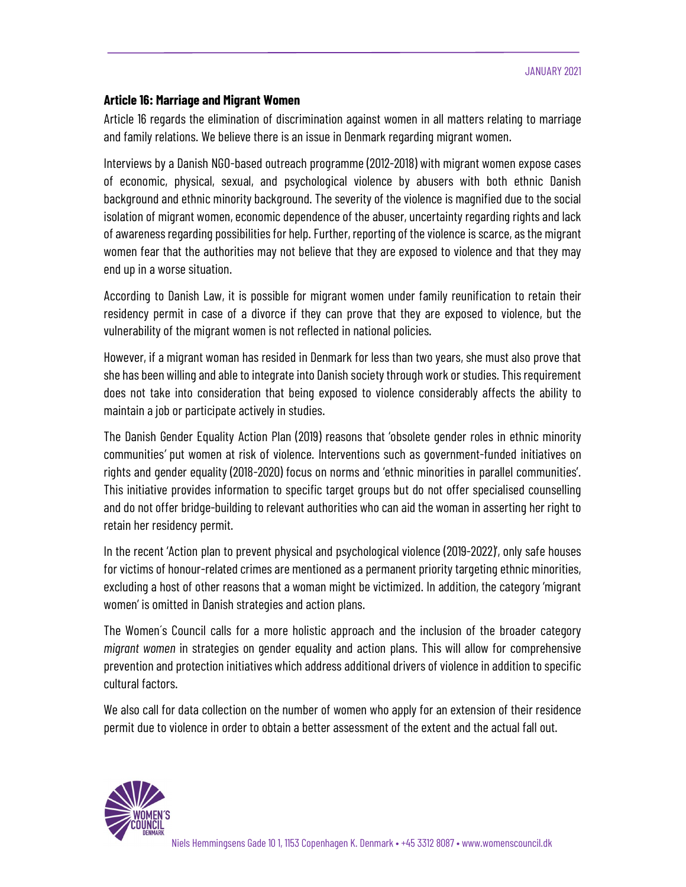### Article 16: Marriage and Migrant Women

Article 16 regards the elimination of discrimination against women in all matters relating to marriage and family relations. We believe there is an issue in Denmark regarding migrant women.

Interviews by a Danish NGO-based outreach programme (2012-2018) with migrant women expose cases of economic, physical, sexual, and psychological violence by abusers with both ethnic Danish background and ethnic minority background. The severity of the violence is magnified due to the social isolation of migrant women, economic dependence of the abuser, uncertainty regarding rights and lack of awareness regarding possibilities for help. Further, reporting of the violence is scarce, as the migrant women fear that the authorities may not believe that they are exposed to violence and that they may end up in a worse situation.

According to Danish Law, it is possible for migrant women under family reunification to retain their residency permit in case of a divorce if they can prove that they are exposed to violence, but the vulnerability of the migrant women is not reflected in national policies.

However, if a migrant woman has resided in Denmark for less than two years, she must also prove that she has been willing and able to integrate into Danish society through work or studies. This requirement does not take into consideration that being exposed to violence considerably affects the ability to maintain a job or participate actively in studies.

The Danish Gender Equality Action Plan (2019) reasons that 'obsolete gender roles in ethnic minority communities' put women at risk of violence. Interventions such as government-funded initiatives on rights and gender equality (2018-2020) focus on norms and 'ethnic minorities in parallel communities'. This initiative provides information to specific target groups but do not offer specialised counselling and do not offer bridge-building to relevant authorities who can aid the woman in asserting her right to retain her residency permit.

In the recent 'Action plan to prevent physical and psychological violence (2019-2022)', only safe houses for victims of honour-related crimes are mentioned as a permanent priority targeting ethnic minorities, excluding a host of other reasons that a woman might be victimized. In addition, the category 'migrant women' is omitted in Danish strategies and action plans.

The Women´s Council calls for a more holistic approach and the inclusion of the broader category *migrant women* in strategies on gender equality and action plans. This will allow for comprehensive prevention and protection initiatives which address additional drivers of violence in addition to specific cultural factors.

We also call for data collection on the number of women who apply for an extension of their residence permit due to violence in order to obtain a better assessment of the extent and the actual fall out.